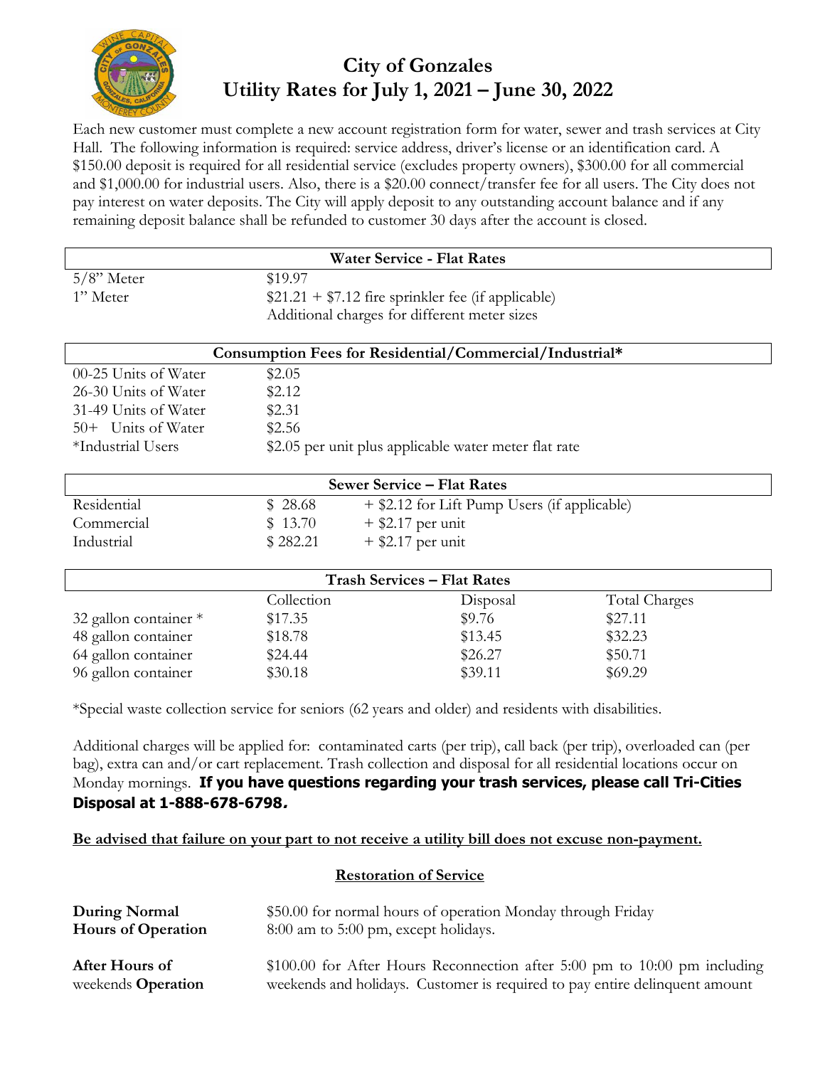# City of Gonzales
# Utility Rates for July 1, 2021 – June 30, 2022

Each new customer must complete a new account registration form for water, sewer and trash services at City Hall. The following information is required: service address, driver's license or an identification card. A $150.00 deposit is required for all residential service (excludes property owners), $300.00 for all commercial and $1,000.00 for industrial users. Also, there is a $20.00 connect/transfer fee for all users. The City does not pay interest on water deposits. The City will apply deposit to any outstanding account balance and if any remaining deposit balance shall be refunded to customer 30 days after the account is closed.

| Water Service - Flat Rates | |
|---|---|
| 5/8" Meter | $19.97 |
| 1" Meter | $21.21 + $7.12 fire sprinkler fee (if applicable) |
| | Additional charges for different meter sizes |

| Consumption Fees for Residential/Commercial/Industrial* | |
|---|---|
| 00-25 Units of Water | $2.05 |
| 26-30 Units of Water | $2.12 |
| 31-49 Units of Water | $2.31 |
| 50+ Units of Water | $2.56 |
| *Industrial Users | $2.05 per unit plus applicable water meter flat rate |

| Sewer Service – Flat Rates | | |
|---|---|---|
| Residential | $ 28.68 | + $2.12 for Lift Pump Users (if applicable) |
| Commercial | $ 13.70 | + $2.17 per unit |
| Industrial | $ 282.21 | + $2.17 per unit |

| Trash Services – Flat Rates | Collection | Disposal | Total Charges |
|---|---|---|---|
| 32 gallon container * | $17.35 | $9.76 | $27.11 |
| 48 gallon container | $18.78 | $13.45 | $32.23 |
| 64 gallon container | $24.44 | $26.27 | $50.71 |
| 96 gallon container | $30.18 | $39.11 | $69.29 |

*Special waste collection service for seniors (62 years and older) and residents with disabilities.

Additional charges will be applied for: contaminated carts (per trip), call back (per trip), overloaded can (per bag), extra can and/or cart replacement. Trash collection and disposal for all residential locations occur on Monday mornings. **If you have questions regarding your trash services, please call Tri-Cities Disposal at 1-888-678-6798.**

**Be advised that failure on your part to not receive a utility bill does not excuse non-payment.**

## Restoration of Service

**During Normal Hours of Operation** — $50.00 for normal hours of operation Monday through Friday 8:00 am to 5:00 pm, except holidays.

**After Hours of** weekends **Operation** — $100.00 for After Hours Reconnection after 5:00 pm to 10:00 pm including weekends and holidays. Customer is required to pay entire delinquent amount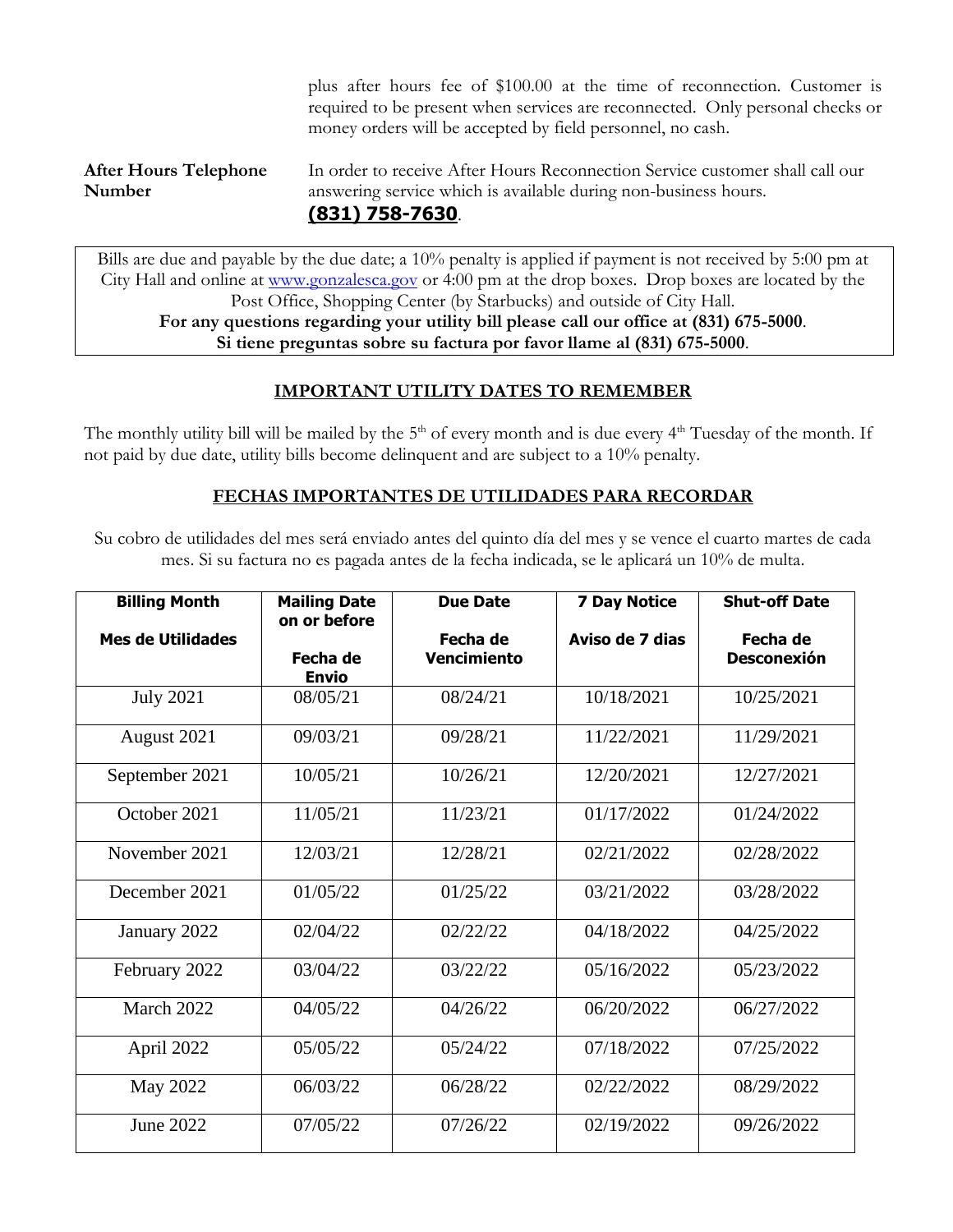plus after hours fee of $100.00 at the time of reconnection. Customer is required to be present when services are reconnected. Only personal checks or money orders will be accepted by field personnel, no cash.

**After Hours Telephone Number**

In order to receive After Hours Reconnection Service customer shall call our answering service which is available during non-business hours. **(831) 758-7630**.

Bills are due and payable by the due date; a 10% penalty is applied if payment is not received by 5:00 pm at City Hall and online at www.gonzalesca.gov or 4:00 pm at the drop boxes. Drop boxes are located by the Post Office, Shopping Center (by Starbucks) and outside of City Hall.
**For any questions regarding your utility bill please call our office at (831) 675-5000**.
**Si tiene preguntas sobre su factura por favor llame al (831) 675-5000**.

## IMPORTANT UTILITY DATES TO REMEMBER

The monthly utility bill will be mailed by the 5th of every month and is due every 4th Tuesday of the month. If not paid by due date, utility bills become delinquent and are subject to a 10% penalty.

## FECHAS IMPORTANTES DE UTILIDADES PARA RECORDAR

Su cobro de utilidades del mes será enviado antes del quinto día del mes y se vence el cuarto martes de cada mes. Si su factura no es pagada antes de la fecha indicada, se le aplicará un 10% de multa.

| Billing Month<br>Mes de Utilidades | Mailing Date on or before<br>Fecha de Envio | Due Date<br>Fecha de Vencimiento | 7 Day Notice<br>Aviso de 7 dias | Shut-off Date<br>Fecha de Desconexión |
|---|---|---|---|---|
| July 2021 | 08/05/21 | 08/24/21 | 10/18/2021 | 10/25/2021 |
| August 2021 | 09/03/21 | 09/28/21 | 11/22/2021 | 11/29/2021 |
| September 2021 | 10/05/21 | 10/26/21 | 12/20/2021 | 12/27/2021 |
| October 2021 | 11/05/21 | 11/23/21 | 01/17/2022 | 01/24/2022 |
| November 2021 | 12/03/21 | 12/28/21 | 02/21/2022 | 02/28/2022 |
| December 2021 | 01/05/22 | 01/25/22 | 03/21/2022 | 03/28/2022 |
| January 2022 | 02/04/22 | 02/22/22 | 04/18/2022 | 04/25/2022 |
| February 2022 | 03/04/22 | 03/22/22 | 05/16/2022 | 05/23/2022 |
| March 2022 | 04/05/22 | 04/26/22 | 06/20/2022 | 06/27/2022 |
| April 2022 | 05/05/22 | 05/24/22 | 07/18/2022 | 07/25/2022 |
| May 2022 | 06/03/22 | 06/28/22 | 02/22/2022 | 08/29/2022 |
| June 2022 | 07/05/22 | 07/26/22 | 02/19/2022 | 09/26/2022 |